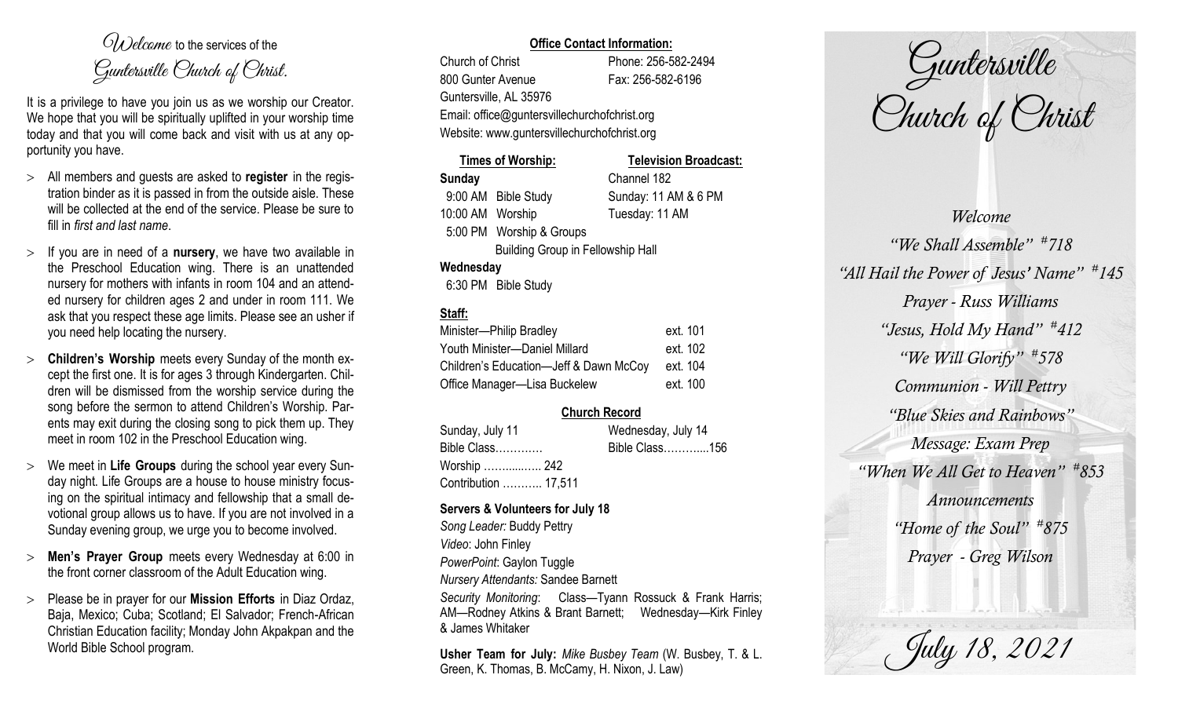*Welcome* to the services of the *Guntersville Church of Christ*.

It is a privilege to have you join us as we worship our Creator. We hope that you will be spiritually uplifted in your worship time today and that you will come back and visit with us at any opportunity you have.

- All members and guests are asked to **register** in the registration binder as it is passed in from the outside aisle. These will be collected at the end of the service. Please be sure to fill in *first and last name*.
- If you are in need of a **nursery**, we have two available in the Preschool Education wing. There is an unattended nursery for mothers with infants in room 104 and an attended nursery for children ages 2 and under in room 111. We ask that you respect these age limits. Please see an usher if you need help locating the nursery.
- **Children's Worship** meets every Sunday of the month except the first one. It is for ages 3 through Kindergarten. Children will be dismissed from the worship service during the song before the sermon to attend Children's Worship. Parents may exit during the closing song to pick them up. They meet in room 102 in the Preschool Education wing.
- We meet in **Life Groups** during the school year every Sunday night. Life Groups are a house to house ministry focusing on the spiritual intimacy and fellowship that a small devotional group allows us to have. If you are not involved in a Sunday evening group, we urge you to become involved.
- **Men's Prayer Group** meets every Wednesday at 6:00 in the front corner classroom of the Adult Education wing.
- Please be in prayer for our **Mission Efforts** in Diaz Ordaz, Baja, Mexico; Cuba; Scotland; El Salvador; French-African Christian Education facility; Monday John Akpakpan and the World Bible School program.

**Office Contact Information:**

Church of Christ
800 Gunter Avenue
Guntersville, AL 35976
Phone: 256-582-2494
Fax: 256-582-6196
Email: office@guntersvillechurchofchrist.org
Website: www.guntersvillechurchofchrist.org

**Times of Worship:**

**Sunday**
9:00 AM Bible Study
10:00 AM Worship
5:00 PM Worship & Groups
Building Group in Fellowship Hall

**Wednesday**
6:30 PM Bible Study

**Television Broadcast:**

Channel 182
Sunday: 11 AM & 6 PM
Tuesday: 11 AM

**Staff:**

| | |
|---|---|
| Minister—Philip Bradley | ext. 101 |
| Youth Minister—Daniel Millard | ext. 102 |
| Children's Education—Jeff & Dawn McCoy | ext. 104 |
| Office Manager—Lisa Buckelew | ext. 100 |

**Church Record**

| | |
|---|---|
| Sunday, July 11 | Wednesday, July 14 |
| Bible Class………… | Bible Class………...156 |
| Worship ……....….. 242 | |
| Contribution ……….. 17,511 | |

**Servers & Volunteers for July 18**

*Song Leader:* Buddy Pettry
*Video*: John Finley
*PowerPoint*: Gaylon Tuggle
*Nursery Attendants:* Sandee Barnett
*Security Monitoring*: Class—Tyann Rossuck & Frank Harris; AM—Rodney Atkins & Brant Barnett; Wednesday—Kirk Finley & James Whitaker

**Usher Team for July:** *Mike Busbey Team* (W. Busbey, T. & L. Green, K. Thomas, B. McCamy, H. Nixon, J. Law)

# Guntersville Church of Christ

*Welcome*
*"We Shall Assemble" #718*
*"All Hail the Power of Jesus' Name" #145*
*Prayer - Russ Williams*
*"Jesus, Hold My Hand" #412*
*"We Will Glorify" #578*
*Communion - Will Pettry*
*"Blue Skies and Rainbows"*
*Message: Exam Prep*
*"When We All Get to Heaven" #853*
*Announcements*
*"Home of the Soul" #875*
*Prayer - Greg Wilson*

*July 18, 2021*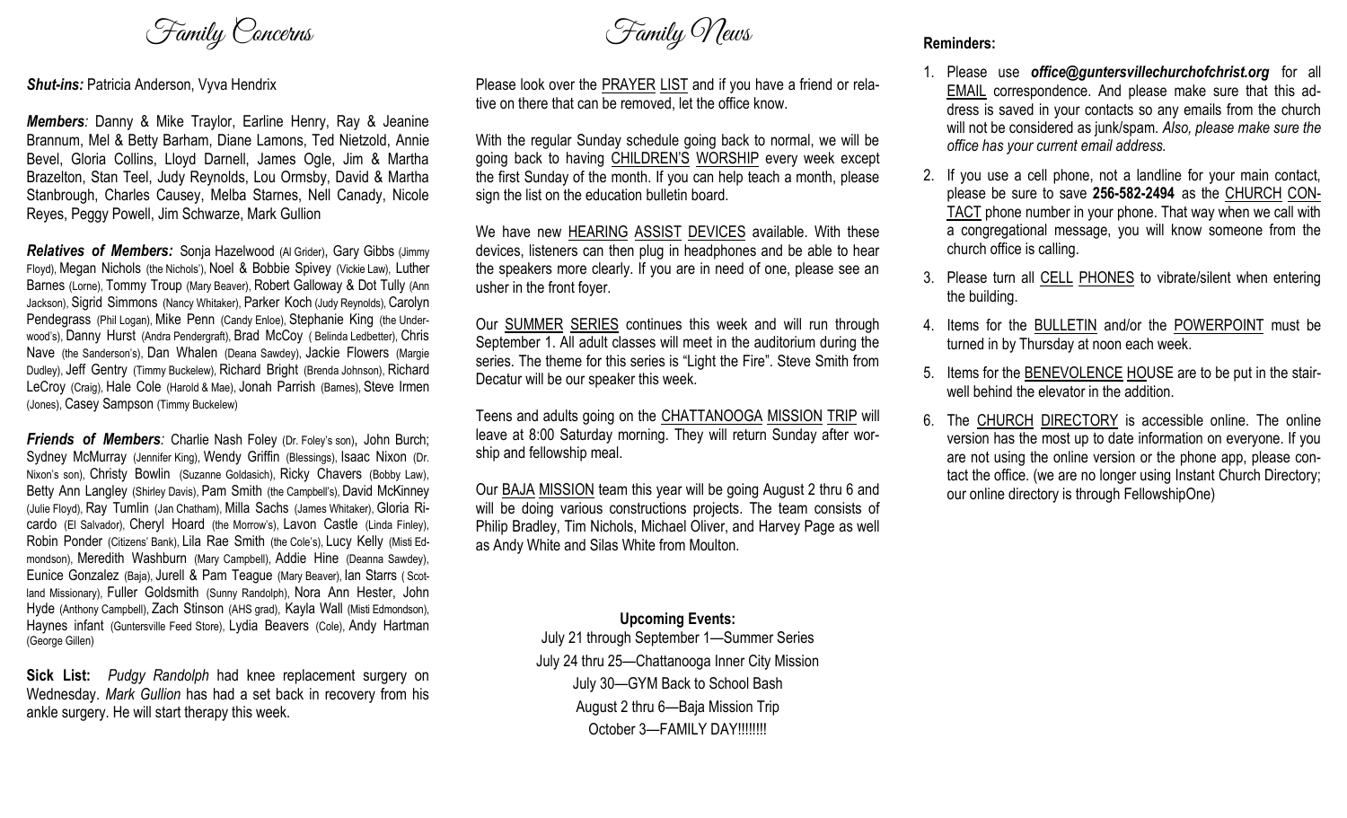# Family Concerns

***Shut-ins:*** Patricia Anderson, Vyva Hendrix

***Members:*** Danny & Mike Traylor, Earline Henry, Ray & Jeanine Brannum, Mel & Betty Barham, Diane Lamons, Ted Nietzold, Annie Bevel, Gloria Collins, Lloyd Darnell, James Ogle, Jim & Martha Brazelton, Stan Teel, Judy Reynolds, Lou Ormsby, David & Martha Stanbrough, Charles Causey, Melba Starnes, Nell Canady, Nicole Reyes, Peggy Powell, Jim Schwarze, Mark Gullion

***Relatives of Members:*** Sonja Hazelwood (Al Grider), Gary Gibbs (Jimmy Floyd), Megan Nichols (the Nichols'), Noel & Bobbie Spivey (Vickie Law), Luther Barnes (Lorne), Tommy Troup (Mary Beaver), Robert Galloway & Dot Tully (Ann Jackson), Sigrid Simmons (Nancy Whitaker), Parker Koch (Judy Reynolds), Carolyn Pendegrass (Phil Logan), Mike Penn (Candy Enloe), Stephanie King (the Underwood's), Danny Hurst (Andra Pendergraft), Brad McCoy ( Belinda Ledbetter), Chris Nave (the Sanderson's), Dan Whalen (Deana Sawdey), Jackie Flowers (Margie Dudley), Jeff Gentry (Timmy Buckelew), Richard Bright (Brenda Johnson), Richard LeCroy (Craig), Hale Cole (Harold & Mae), Jonah Parrish (Barnes), Steve Irmen (Jones), Casey Sampson (Timmy Buckelew)

***Friends of Members:*** Charlie Nash Foley (Dr. Foley's son), John Burch; Sydney McMurray (Jennifer King), Wendy Griffin (Blessings), Isaac Nixon (Dr. Nixon's son), Christy Bowlin (Suzanne Goldasich), Ricky Chavers (Bobby Law), Betty Ann Langley (Shirley Davis), Pam Smith (the Campbell's), David McKinney (Julie Floyd), Ray Tumlin (Jan Chatham), Milla Sachs (James Whitaker), Gloria Ricardo (El Salvador), Cheryl Hoard (the Morrow's), Lavon Castle (Linda Finley), Robin Ponder (Citizens' Bank), Lila Rae Smith (the Cole's), Lucy Kelly (Misti Edmondson), Meredith Washburn (Mary Campbell), Addie Hine (Deanna Sawdey), Eunice Gonzalez (Baja), Jurell & Pam Teague (Mary Beaver), Ian Starrs ( Scotland Missionary), Fuller Goldsmith (Sunny Randolph), Nora Ann Hester, John Hyde (Anthony Campbell), Zach Stinson (AHS grad), Kayla Wall (Misti Edmondson), Haynes infant (Guntersville Feed Store), Lydia Beavers (Cole), Andy Hartman (George Gillen)

**Sick List:** *Pudgy Randolph* had knee replacement surgery on Wednesday. *Mark Gullion* has had a set back in recovery from his ankle surgery. He will start therapy this week.

# Family News

Please look over the PRAYER LIST and if you have a friend or relative on there that can be removed, let the office know.

With the regular Sunday schedule going back to normal, we will be going back to having CHILDREN'S WORSHIP every week except the first Sunday of the month. If you can help teach a month, please sign the list on the education bulletin board.

We have new HEARING ASSIST DEVICES available. With these devices, listeners can then plug in headphones and be able to hear the speakers more clearly. If you are in need of one, please see an usher in the front foyer.

Our SUMMER SERIES continues this week and will run through September 1. All adult classes will meet in the auditorium during the series. The theme for this series is "Light the Fire". Steve Smith from Decatur will be our speaker this week.

Teens and adults going on the CHATTANOOGA MISSION TRIP will leave at 8:00 Saturday morning. They will return Sunday after worship and fellowship meal.

Our BAJA MISSION team this year will be going August 2 thru 6 and will be doing various constructions projects. The team consists of Philip Bradley, Tim Nichols, Michael Oliver, and Harvey Page as well as Andy White and Silas White from Moulton.

**Upcoming Events:**

July 21 through September 1—Summer Series

July 24 thru 25—Chattanooga Inner City Mission

July 30—GYM Back to School Bash

August 2 thru 6—Baja Mission Trip

October 3—FAMILY DAY!!!!!!!!

**Reminders:**

1. Please use ***office@guntersvillechurchofchrist.org*** for all EMAIL correspondence. And please make sure that this address is saved in your contacts so any emails from the church will not be considered as junk/spam. *Also, please make sure the office has your current email address.*
2. If you use a cell phone, not a landline for your main contact, please be sure to save **256-582-2494** as the CHURCH CONTACT phone number in your phone. That way when we call with a congregational message, you will know someone from the church office is calling.
3. Please turn all CELL PHONES to vibrate/silent when entering the building.
4. Items for the BULLETIN and/or the POWERPOINT must be turned in by Thursday at noon each week.
5. Items for the BENEVOLENCE HOUSE are to be put in the stairwell behind the elevator in the addition.
6. The CHURCH DIRECTORY is accessible online. The online version has the most up to date information on everyone. If you are not using the online version or the phone app, please contact the office. (we are no longer using Instant Church Directory; our online directory is through FellowshipOne)